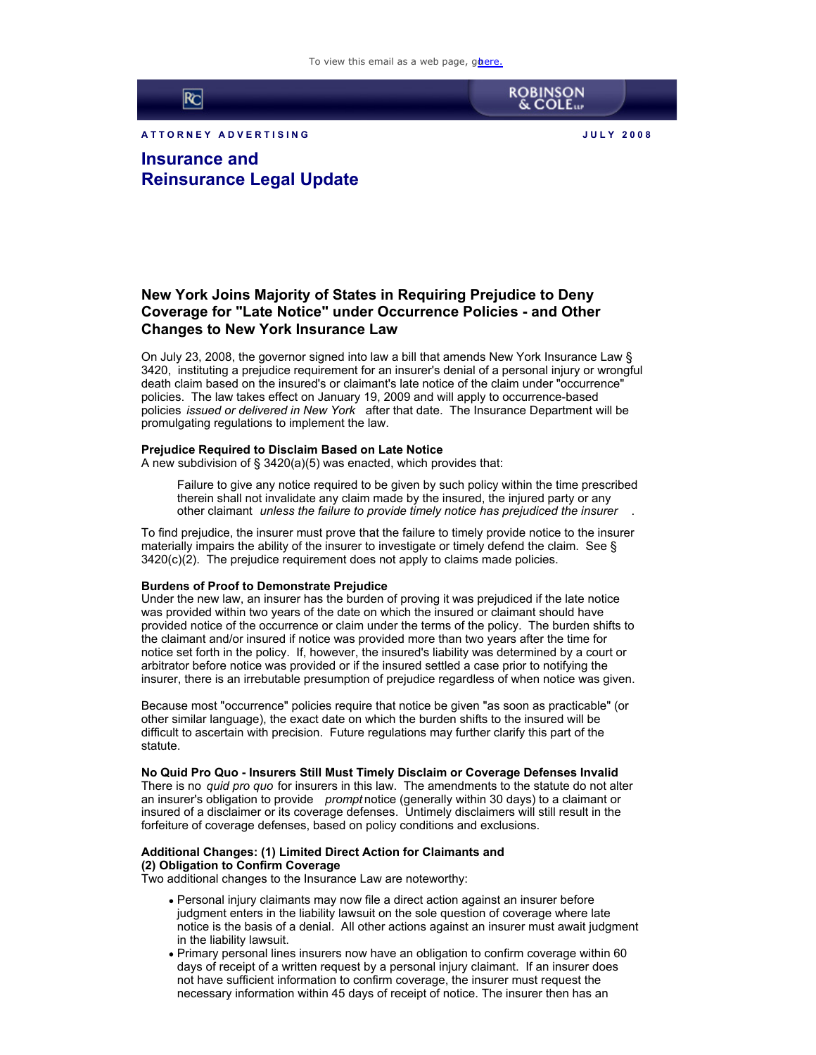To view this email as a web page, go here.

ROBINSON & COLE LLP

ATTORNEY ADVERTISING

JULY 2008

# Insurance and Reinsurance Legal Update

## New York Joins Majority of States in Requiring Prejudice to Deny Coverage for "Late Notice" under Occurrence Policies - and Other Changes to New York Insurance Law

On July 23, 2008, the governor signed into law a bill that amends New York Insurance Law § 3420, instituting a prejudice requirement for an insurer's denial of a personal injury or wrongful death claim based on the insured's or claimant's late notice of the claim under "occurrence" policies. The law takes effect on January 19, 2009 and will apply to occurrence-based policies *issued or delivered in New York* after that date. The Insurance Department will be promulgating regulations to implement the law.

**Prejudice Required to Disclaim Based on Late Notice**
A new subdivision of § 3420(a)(5) was enacted, which provides that:

> Failure to give any notice required to be given by such policy within the time prescribed therein shall not invalidate any claim made by the insured, the injured party or any other claimant *unless the failure to provide timely notice has prejudiced the insurer*.

To find prejudice, the insurer must prove that the failure to timely provide notice to the insurer materially impairs the ability of the insurer to investigate or timely defend the claim. See § 3420(c)(2). The prejudice requirement does not apply to claims made policies.

**Burdens of Proof to Demonstrate Prejudice**
Under the new law, an insurer has the burden of proving it was prejudiced if the late notice was provided within two years of the date on which the insured or claimant should have provided notice of the occurrence or claim under the terms of the policy. The burden shifts to the claimant and/or insured if notice was provided more than two years after the time for notice set forth in the policy. If, however, the insured's liability was determined by a court or arbitrator before notice was provided or if the insured settled a case prior to notifying the insurer, there is an irrebutable presumption of prejudice regardless of when notice was given.

Because most "occurrence" policies require that notice be given "as soon as practicable" (or other similar language), the exact date on which the burden shifts to the insured will be difficult to ascertain with precision. Future regulations may further clarify this part of the statute.

**No Quid Pro Quo - Insurers Still Must Timely Disclaim or Coverage Defenses Invalid**
There is no *quid pro quo* for insurers in this law. The amendments to the statute do not alter an insurer's obligation to provide *prompt* notice (generally within 30 days) to a claimant or insured of a disclaimer or its coverage defenses. Untimely disclaimers will still result in the forfeiture of coverage defenses, based on policy conditions and exclusions.

**Additional Changes: (1) Limited Direct Action for Claimants and (2) Obligation to Confirm Coverage**
Two additional changes to the Insurance Law are noteworthy:

- Personal injury claimants may now file a direct action against an insurer before judgment enters in the liability lawsuit on the sole question of coverage where late notice is the basis of a denial. All other actions against an insurer must await judgment in the liability lawsuit.
- Primary personal lines insurers now have an obligation to confirm coverage within 60 days of receipt of a written request by a personal injury claimant. If an insurer does not have sufficient information to confirm coverage, the insurer must request the necessary information within 45 days of receipt of notice. The insurer then has an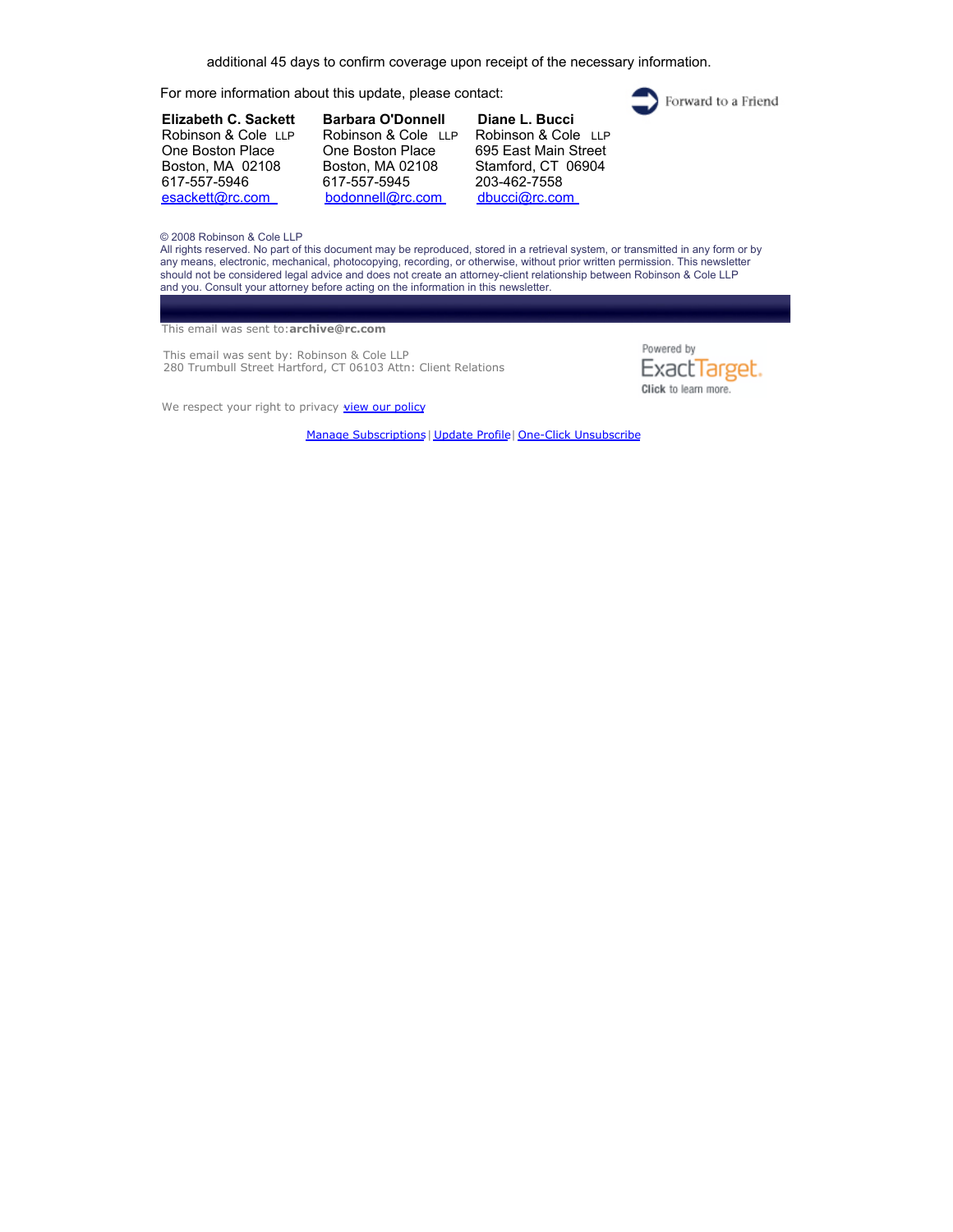additional 45 days to confirm coverage upon receipt of the necessary information.

For more information about this update, please contact:

Forward to a Friend

**Elizabeth C. Sackett**
Robinson & Cole LLP
One Boston Place
Boston, MA 02108
617-557-5946
esackett@rc.com

**Barbara O'Donnell**
Robinson & Cole LLP
One Boston Place
Boston, MA 02108
617-557-5945
bodonnell@rc.com

**Diane L. Bucci**
Robinson & Cole LLP
695 East Main Street
Stamford, CT 06904
203-462-7558
dbucci@rc.com

© 2008 Robinson & Cole LLP
All rights reserved. No part of this document may be reproduced, stored in a retrieval system, or transmitted in any form or by any means, electronic, mechanical, photocopying, recording, or otherwise, without prior written permission. This newsletter should not be considered legal advice and does not create an attorney-client relationship between Robinson & Cole LLP and you. Consult your attorney before acting on the information in this newsletter.

This email was sent to: **archive@rc.com**

This email was sent by: Robinson & Cole LLP
280 Trumbull Street Hartford, CT 06103 Attn: Client Relations

Powered by ExactTarget. Click to learn more.

We respect your right to privacy view our policy

Manage Subscriptions | Update Profile | One-Click Unsubscribe